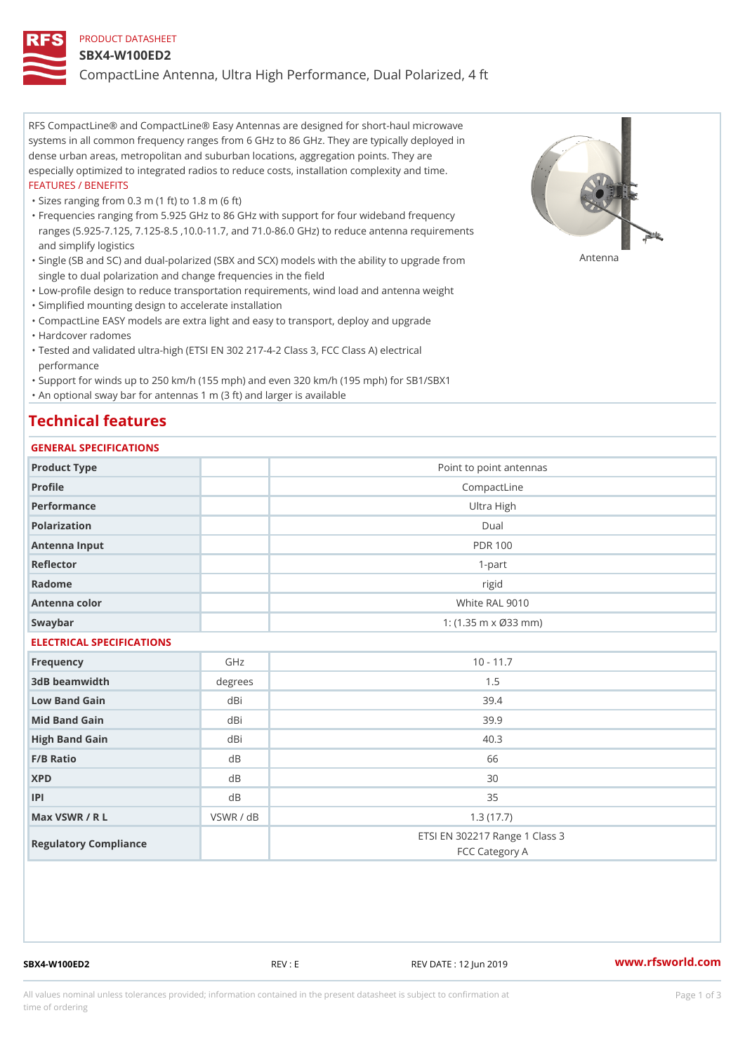PRODUCT DATASHEET

# SBX4-W100ED2

CompactLine Antenna, Ultra High Performance, Dual Polarized, 4 ft

RFS CompactLine® and CompactLine® Easy Antennas are designed for short-haul microwave systems in all common frequency ranges from 6 GHz to 86 GHz. They are typically deployed in dense urban areas, metropolitan and suburban locations, aggregation points. They are especially optimized to integrated radios to reduce costs, installation complexity and time.

FEATURES / BENEFITS

- Sizes ranging from 0.3 m (1 ft) to 1.8 m (6 ft)
- Frequencies ranging from 5.925 GHz to 86 GHz with support for four wideband frequency ranges (5.925-7.125, 7.125-8.5 ,10.0-11.7, and 71.0-86.0 GHz) to reduce antenna requirements and simplify logistics
- Single (SB and SC) and dual-polarized (SBX and SCX) models with the ability to upgrade from single to dual polarization and change frequencies in the field
- Low-profile design to reduce transportation requirements, wind load and antenna weight
- Simplified mounting design to accelerate installation
- CompactLine EASY models are extra light and easy to transport, deploy and upgrade
- Hardcover radomes
- Tested and validated ultra-high (ETSI EN 302 217-4-2 Class 3, FCC Class A) electrical performance
- Support for winds up to 250 km/h (155 mph) and even 320 km/h (195 mph) for SB1/SBX1
- An optional sway bar for antennas 1 m (3 ft) and larger is available

Antenna

## Technical features

### GENERAL SPECIFICATIONS

| | | |
|---|---|---|
| Product Type | | Point to point antennas |
| Profile | | CompactLine |
| Performance | | Ultra High |
| Polarization | | Dual |
| Antenna Input | | PDR 100 |
| Reflector | | 1-part |
| Radome | | rigid |
| Antenna color | | White RAL 9010 |
| Swaybar | | 1: (1.35 m x Ø33 mm) |

### ELECTRICAL SPECIFICATIONS

| | | |
|---|---|---|
| Frequency | GHz | 10 - 11.7 |
| 3dB beamwidth | degrees | 1.5 |
| Low Band Gain | dBi | 39.4 |
| Mid Band Gain | dBi | 39.9 |
| High Band Gain | dBi | 40.3 |
| F/B Ratio | dB | 66 |
| XPD | dB | 30 |
| IPI | dB | 35 |
| Max VSWR / R L | VSWR / dB | 1.3 (17.7) |
| Regulatory Compliance | | ETSI EN 302217 Range 1 Class 3<br>FCC Category A |

SBX4-W100ED2 REV : E REV DATE : 12 Jun 2019 www.rfsworld.com

All values nominal unless tolerances provided; information contained in the present datasheet is subject to confirmation at time of ordering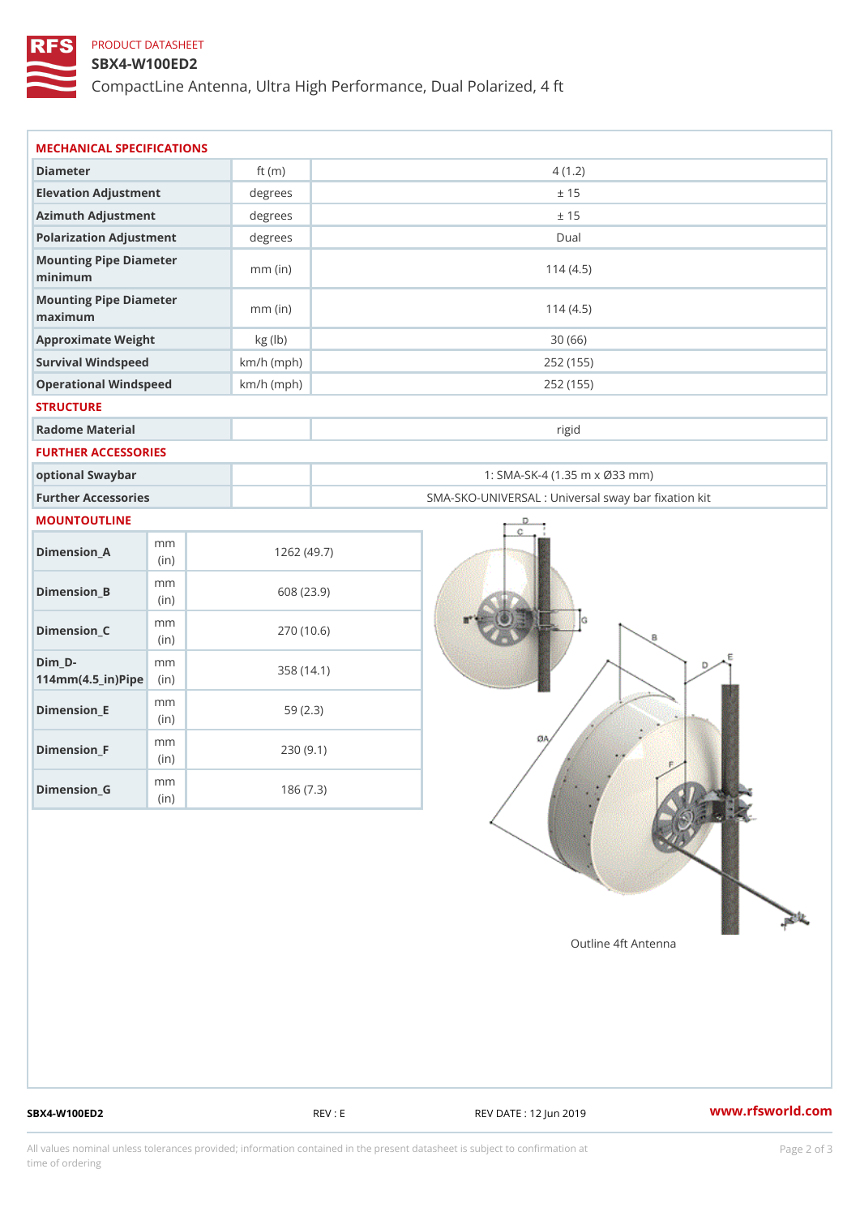PRODUCT DATASHEET

# SBX4-W100ED2

CompactLine Antenna, Ultra High Performance, Dual Polarized, 4 ft

## MECHANICAL SPECIFICATIONS

| | | |
|---|---|---|
| Diameter | ft (m) | 4 (1.2) |
| Elevation Adjustment | degrees | ± 15 |
| Azimuth Adjustment | degrees | ± 15 |
| Polarization Adjustment | degrees | Dual |
| Mounting Pipe Diameter minimum | mm (in) | 114 (4.5) |
| Mounting Pipe Diameter maximum | mm (in) | 114 (4.5) |
| Approximate Weight | kg (lb) | 30 (66) |
| Survival Windspeed | km/h (mph) | 252 (155) |
| Operational Windspeed | km/h (mph) | 252 (155) |

## STRUCTURE

| | | |
|---|---|---|
| Radome Material | | rigid |

## FURTHER ACCESSORIES

| | | |
|---|---|---|
| optional Swaybar | | 1: SMA-SK-4 (1.35 m x Ø33 mm) |
| Further Accessories | | SMA-SKO-UNIVERSAL : Universal sway bar fixation kit |

## MOUNTOUTLINE

| | | |
|---|---|---|
| Dimension_A | mm (in) | 1262 (49.7) |
| Dimension_B | mm (in) | 608 (23.9) |
| Dimension_C | mm (in) | 270 (10.6) |
| Dim_D-114mm(4.5_in)Pipe | mm (in) | 358 (14.1) |
| Dimension_E | mm (in) | 59 (2.3) |
| Dimension_F | mm (in) | 230 (9.1) |
| Dimension_G | mm (in) | 186 (7.3) |

D C G B D E ØA F

Outline 4ft Antenna

SBX4-W100ED2 REV : E REV DATE : 12 Jun 2019 www.rfsworld.com

All values nominal unless tolerances provided; information contained in the present datasheet is subject to confirmation at time of ordering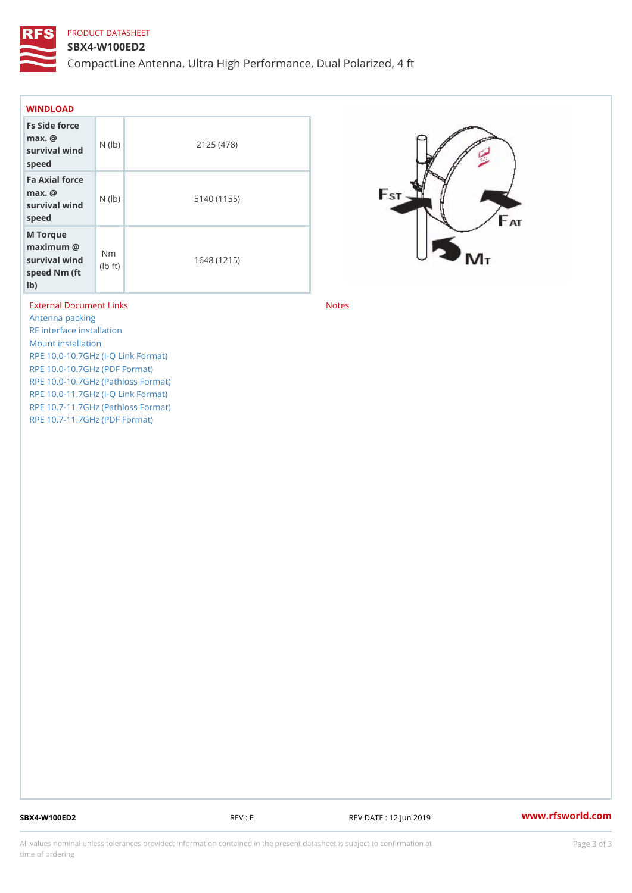## WINDLOAD

| | | |
|---|---|---|
| Fs Side force max. @ survival wind speed | N (lb) | 2125 (478) |
| Fa Axial force max. @ survival wind speed | N (lb) | 5140 (1155) |
| M Torque maximum @ survival wind speed Nm (ft lb) | Nm (lb ft) | 1648 (1215) |

FST
FAT
MT

External Document Links

- Antenna packing
- RF interface installation
- Mount installation
- RPE 10.0-10.7GHz (I-Q Link Format)
- RPE 10.0-10.7GHz (PDF Format)
- RPE 10.0-10.7GHz (Pathloss Format)
- RPE 10.0-11.7GHz (I-Q Link Format)
- RPE 10.7-11.7GHz (Pathloss Format)
- RPE 10.7-11.7GHz (PDF Format)

Notes